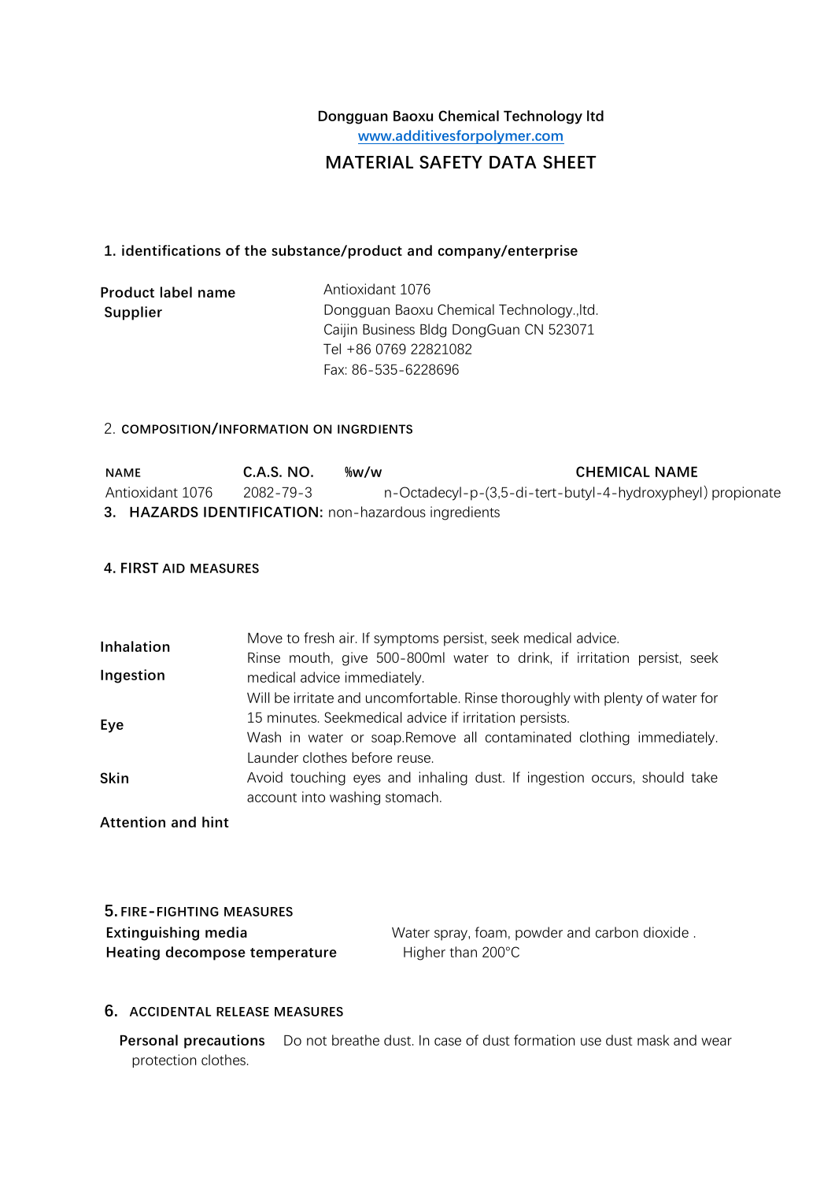**Dongguan Baoxu Chemical Technology ltd**
www.additivesforpolymer.com

# MATERIAL SAFETY DATA SHEET

## 1. identifications of the substance/product and company/enterprise

| | |
|---|---|
| **Product label name** | Antioxidant 1076 |
| **Supplier** | Dongguan Baoxu Chemical Technology.,ltd.<br>Caijin Business Bldg DongGuan CN 523071<br>Tel +86 0769 22821082<br>Fax: 86-535-6228696 |

## 2. COMPOSITION/INFORMATION ON INGRDIENTS

| NAME | C.A.S. NO. | %w/w | CHEMICAL NAME |
|---|---|---|---|
| Antioxidant 1076 | 2082-79-3 | | n-Octadecyl-p-(3,5-di-tert-butyl-4-hydroxypheyl) propionate |

## 3. HAZARDS IDENTIFICATION: non-hazardous ingredients

## 4. FIRST AID MEASURES

| | |
|---|---|
| **Inhalation** | Move to fresh air. If symptoms persist, seek medical advice. |
| **Ingestion** | Rinse mouth, give 500-800ml water to drink, if irritation persist, seek medical advice immediately. |
| **Eye** | Will be irritate and uncomfortable. Rinse thoroughly with plenty of water for 15 minutes. Seekmedical advice if irritation persists. |
| **Skin** | Wash in water or soap.Remove all contaminated clothing immediately. Launder clothes before reuse. |
| **Attention and hint** | Avoid touching eyes and inhaling dust. If ingestion occurs, should take account into washing stomach. |

## 5. FIRE-FIGHTING MEASURES

| | |
|---|---|
| **Extinguishing media** | Water spray, foam, powder and carbon dioxide . |
| **Heating decompose temperature** | Higher than 200°C |

## 6. ACCIDENTAL RELEASE MEASURES

**Personal precautions** Do not breathe dust. In case of dust formation use dust mask and wear protection clothes.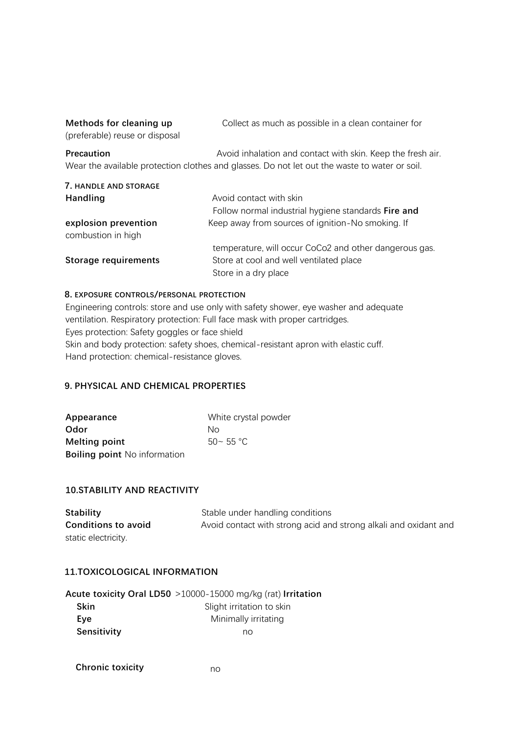**Methods for cleaning up** Collect as much as possible in a clean container for (preferable) reuse or disposal

**Precaution** Avoid inhalation and contact with skin. Keep the fresh air. Wear the available protection clothes and glasses. Do not let out the waste to water or soil.

## 7. HANDLE AND STORAGE

**Handling** Avoid contact with skin

Follow normal industrial hygiene standards

**Fire and explosion prevention** Keep away from sources of ignition-No smoking. If combustion in high temperature, will occur CoCo2 and other dangerous gas.

**Storage requirements** Store at cool and well ventilated place

Store in a dry place

## 8. EXPOSURE CONTROLS/PERSONAL PROTECTION

Engineering controls: store and use only with safety shower, eye washer and adequate ventilation. Respiratory protection: Full face mask with proper cartridges.

Eyes protection: Safety goggles or face shield

Skin and body protection: safety shoes, chemical-resistant apron with elastic cuff.

Hand protection: chemical-resistance gloves.

## 9. PHYSICAL AND CHEMICAL PROPERTIES

**Appearance** White crystal powder

**Odor** No

**Melting point** 50~ 55 °C

**Boiling point** No information

## 10.STABILITY AND REACTIVITY

**Stability** Stable under handling conditions

**Conditions to avoid** Avoid contact with strong acid and strong alkali and oxidant and static electricity.

## 11.TOXICOLOGICAL INFORMATION

**Acute toxicity Oral LD50** >10000-15000 mg/kg (rat)

**Irritation**

**Skin** Slight irritation to skin

**Eye** Minimally irritating

**Sensitivity** no

**Chronic toxicity** no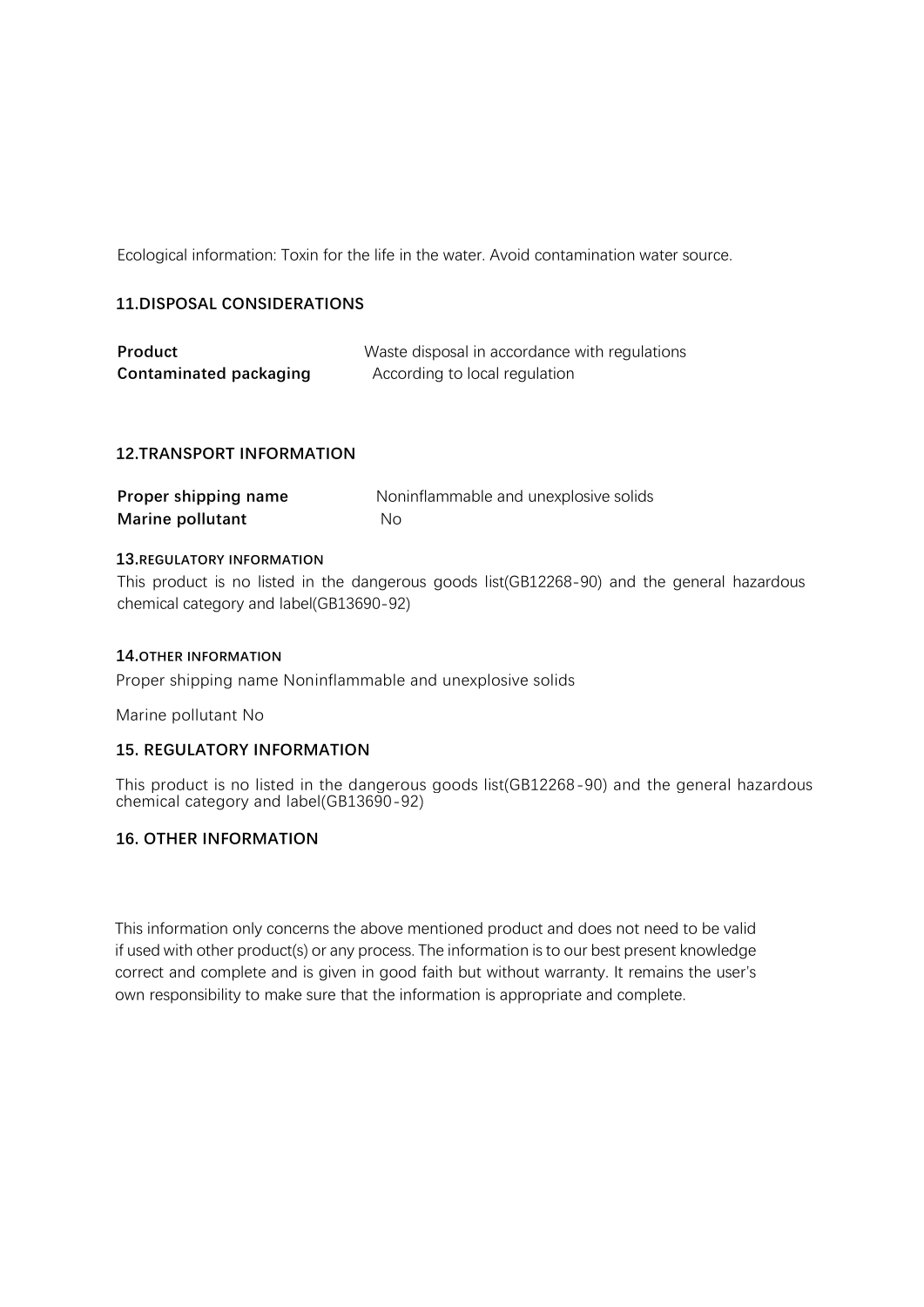Ecological information: Toxin for the life in the water. Avoid contamination water source.

## 11.DISPOSAL CONSIDERATIONS

| | |
|---|---|
| **Product** | Waste disposal in accordance with regulations |
| **Contaminated packaging** | According to local regulation |

## 12.TRANSPORT INFORMATION

| | |
|---|---|
| **Proper shipping name** | Noninflammable and unexplosive solids |
| **Marine pollutant** | No |

## 13.REGULATORY INFORMATION

This product is no listed in the dangerous goods list(GB12268-90) and the general hazardous chemical category and label(GB13690-92)

## 14.OTHER INFORMATION

Proper shipping name Noninflammable and unexplosive solids

Marine pollutant No

## 15. REGULATORY INFORMATION

This product is no listed in the dangerous goods list(GB12268-90) and the general hazardous chemical category and label(GB13690-92)

## 16. OTHER INFORMATION

This information only concerns the above mentioned product and does not need to be valid if used with other product(s) or any process. The information is to our best present knowledge correct and complete and is given in good faith but without warranty. It remains the user's own responsibility to make sure that the information is appropriate and complete.